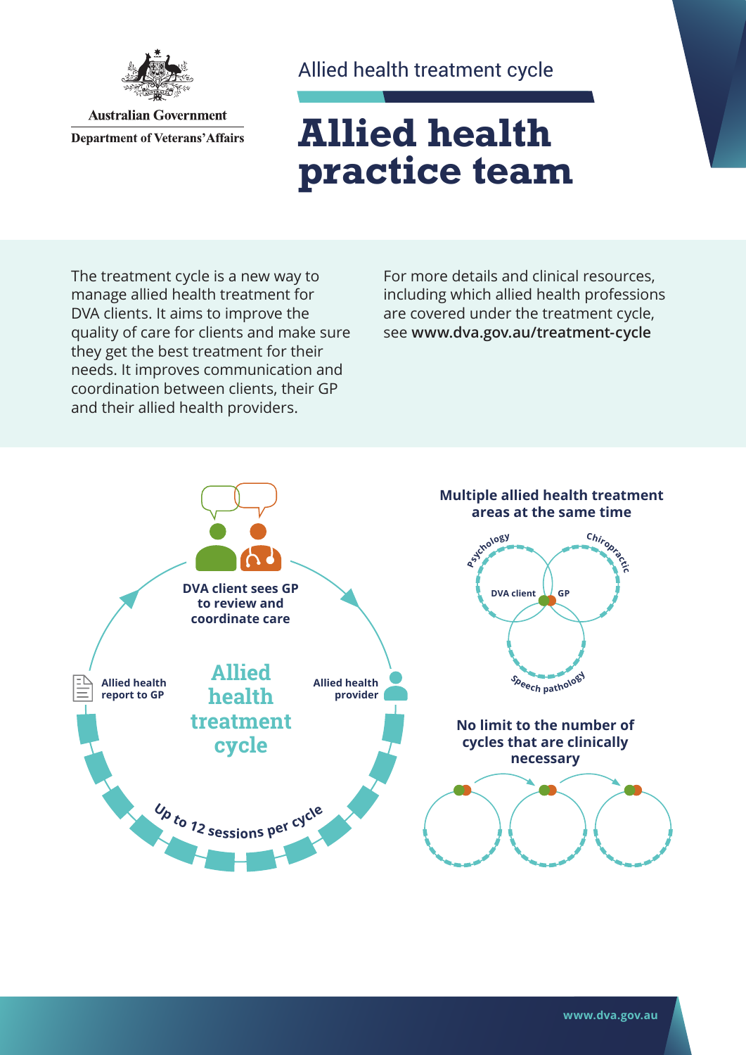Australian Government

Department of Veterans' Affairs

Allied health treatment cycle

# Allied health practice team

The treatment cycle is a new way to manage allied health treatment for DVA clients. It aims to improve the quality of care for clients and make sure they get the best treatment for their needs. It improves communication and coordination between clients, their GP and their allied health providers.

For more details and clinical resources, including which allied health professions are covered under the treatment cycle, see **www.dva.gov.au/treatment-cycle**

## Allied health treatment cycle

**DVA client sees GP to review and coordinate care**

**Allied health provider**

**Up to 12 sessions per cycle**

**Allied health report to GP**

**Multiple allied health treatment areas at the same time**

Psychology, Chiropractic, Speech pathology — DVA client, GP

**No limit to the number of cycles that are clinically necessary**

www.dva.gov.au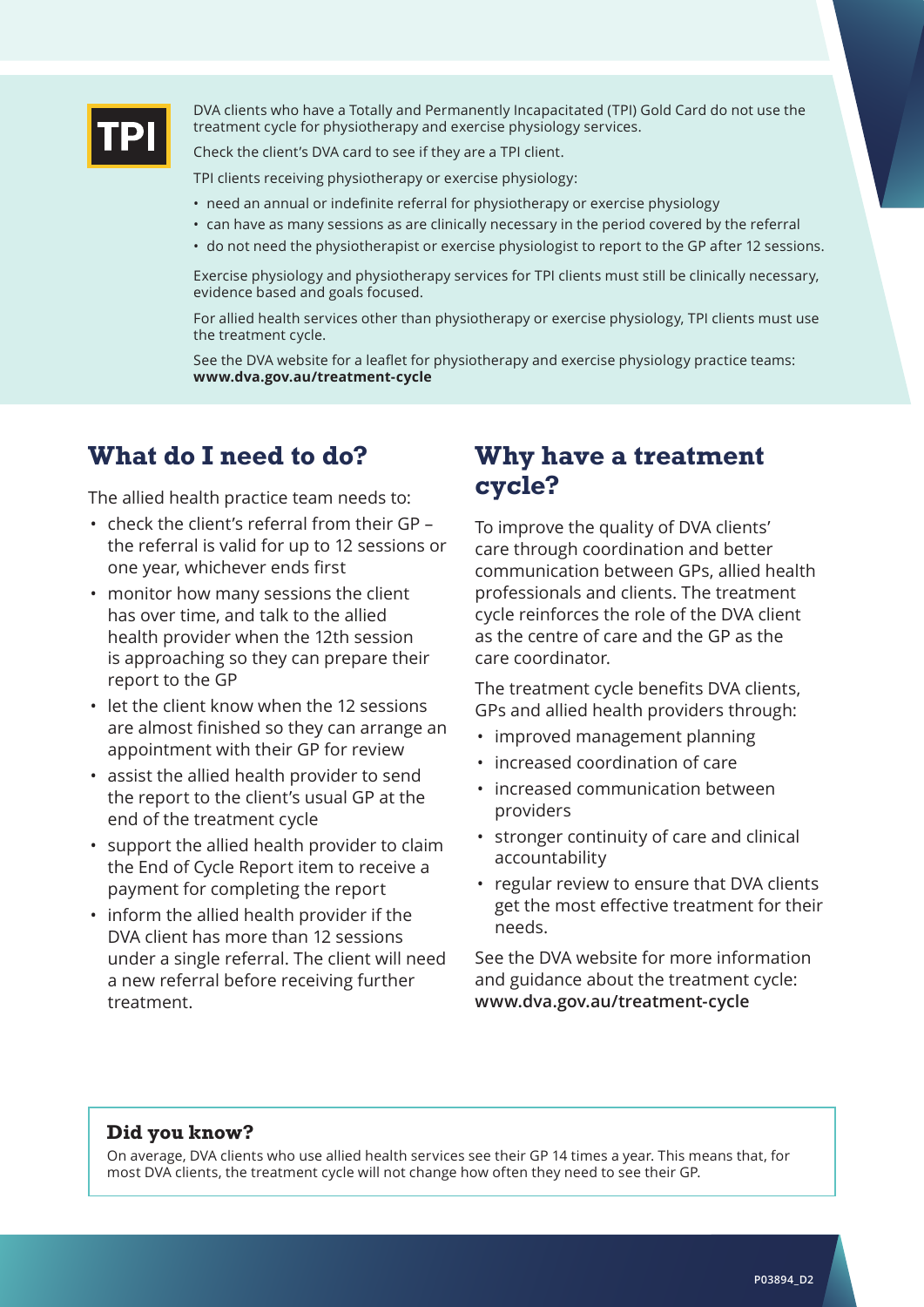**TPI**

DVA clients who have a Totally and Permanently Incapacitated (TPI) Gold Card do not use the treatment cycle for physiotherapy and exercise physiology services.

Check the client's DVA card to see if they are a TPI client.

TPI clients receiving physiotherapy or exercise physiology:

- need an annual or indefinite referral for physiotherapy or exercise physiology
- can have as many sessions as are clinically necessary in the period covered by the referral
- do not need the physiotherapist or exercise physiologist to report to the GP after 12 sessions.

Exercise physiology and physiotherapy services for TPI clients must still be clinically necessary, evidence based and goals focused.

For allied health services other than physiotherapy or exercise physiology, TPI clients must use the treatment cycle.

See the DVA website for a leaflet for physiotherapy and exercise physiology practice teams: **www.dva.gov.au/treatment-cycle**

## What do I need to do?

The allied health practice team needs to:

- check the client's referral from their GP – the referral is valid for up to 12 sessions or one year, whichever ends first
- monitor how many sessions the client has over time, and talk to the allied health provider when the 12th session is approaching so they can prepare their report to the GP
- let the client know when the 12 sessions are almost finished so they can arrange an appointment with their GP for review
- assist the allied health provider to send the report to the client's usual GP at the end of the treatment cycle
- support the allied health provider to claim the End of Cycle Report item to receive a payment for completing the report
- inform the allied health provider if the DVA client has more than 12 sessions under a single referral. The client will need a new referral before receiving further treatment.

## Why have a treatment cycle?

To improve the quality of DVA clients' care through coordination and better communication between GPs, allied health professionals and clients. The treatment cycle reinforces the role of the DVA client as the centre of care and the GP as the care coordinator.

The treatment cycle benefits DVA clients, GPs and allied health providers through:

- improved management planning
- increased coordination of care
- increased communication between providers
- stronger continuity of care and clinical accountability
- regular review to ensure that DVA clients get the most effective treatment for their needs.

See the DVA website for more information and guidance about the treatment cycle: **www.dva.gov.au/treatment-cycle**

### Did you know?

On average, DVA clients who use allied health services see their GP 14 times a year. This means that, for most DVA clients, the treatment cycle will not change how often they need to see their GP.

P03894_D2